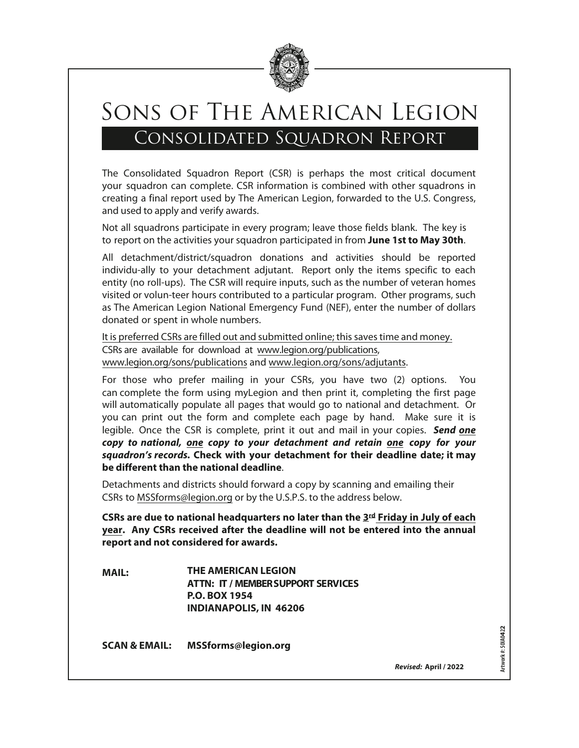# Sons of The American Legion

## Consolidated Squadron Report

The Consolidated Squadron Report (CSR) is perhaps the most critical document your squadron can complete. CSR information is combined with other squadrons in creating a final report used by The American Legion, forwarded to the U.S. Congress, and used to apply and verify awards.

Not all squadrons participate in every program; leave those fields blank. The key is to report on the activities your squadron participated in from **June 1st to May 30th**.

All detachment/district/squadron donations and activities should be reported individu-ally to your detachment adjutant. Report only the items specific to each entity (no roll-ups). The CSR will require inputs, such as the number of veteran homes visited or volun-teer hours contributed to a particular program. Other programs, such as The American Legion National Emergency Fund (NEF), enter the number of dollars donated or spent in whole numbers.

It is preferred CSRs are filled out and submitted online; this saves time and money. CSRs are available for download at www.legion.org/publications, www.legion.org/sons/publications and www.legion.org/sons/adjutants.

For those who prefer mailing in your CSRs, you have two (2) options. You can complete the form using myLegion and then print it, completing the first page will automatically populate all pages that would go to national and detachment. Or you can print out the form and complete each page by hand. Make sure it is legible. Once the CSR is complete, print it out and mail in your copies. ***Send one copy to national, one copy to your detachment and retain one copy for your squadron's records.*** **Check with your detachment for their deadline date; it may be different than the national deadline**.

Detachments and districts should forward a copy by scanning and emailing their CSRs to MSSforms@legion.org or by the U.S.P.S. to the address below.

**CSRs are due to national headquarters no later than the 3rd Friday in July of each year. Any CSRs received after the deadline will not be entered into the annual report and not considered for awards.**

**MAIL:**
**THE AMERICAN LEGION**
**ATTN: IT / MEMBER SUPPORT SERVICES**
**P.O. BOX 1954**
**INDIANAPOLIS, IN 46206**

**SCAN & EMAIL:** **MSSforms@legion.org**

***Revised:*** **April / 2022**

Artwork #: 50IA0422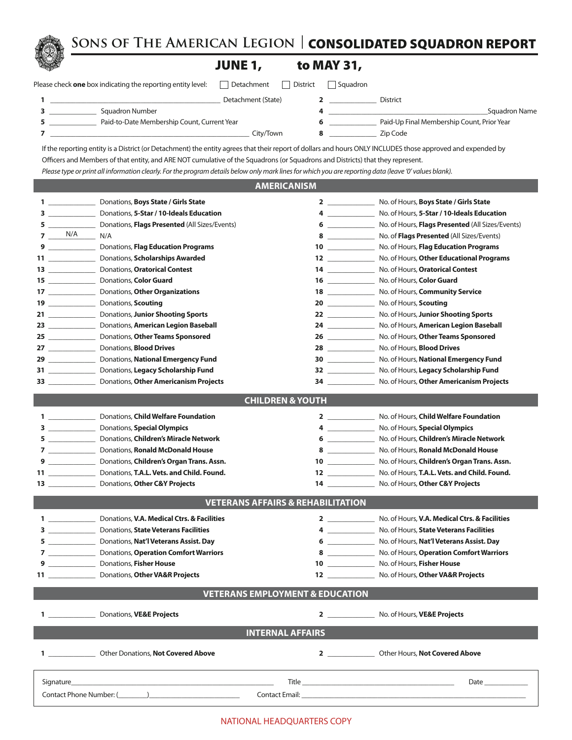# SONS OF THE AMERICAN LEGION | CONSOLIDATED SQUADRON REPORT

## JUNE 1, to MAY 31,

Please check **one** box indicating the reporting entity level: ☐ Detachment ☐ District ☐ Squadron

| | | | |
|---|---|---|---|
| 1 ______ Detachment (State) | | 2 ______ District | |
| 3 ______ Squadron Number | | 4 ______ Squadron Name | |
| 5 ______ Paid-to-Date Membership Count, Current Year | | 6 ______ Paid-Up Final Membership Count, Prior Year | |
| 7 ______ City/Town | | 8 ______ Zip Code | |

If the reporting entity is a District (or Detachment) the entity agrees that their report of dollars and hours ONLY INCLUDES those approved and expended by Officers and Members of that entity, and ARE NOT cumulative of the Squadrons (or Squadrons and Districts) that they represent.

*Please type or print all information clearly. For the program details below only mark lines for which you are reporting data (leave '0' values blank).*

## AMERICANISM

| # | | | # | | |
|---|---|---|---|---|---|
| 1 | | Donations, **Boys State / Girls State** | 2 | | No. of Hours, **Boys State / Girls State** |
| 3 | | Donations, **5-Star / 10-Ideals Education** | 4 | | No. of Hours, **5-Star / 10-Ideals Education** |
| 5 | | Donations, **Flags Presented** (All Sizes/Events) | 6 | | No. of Hours, **Flags Presented** (All Sizes/Events) |
| 7 | N/A | N/A | 8 | | No. of **Flags Presented** (All Sizes/Events) |
| 9 | | Donations, **Flag Education Programs** | 10 | | No. of Hours, **Flag Education Programs** |
| 11 | | Donations, **Scholarships Awarded** | 12 | | No. of Hours, **Other Educational Programs** |
| 13 | | Donations, **Oratorical Contest** | 14 | | No. of Hours, **Oratorical Contest** |
| 15 | | Donations, **Color Guard** | 16 | | No. of Hours, **Color Guard** |
| 17 | | Donations, **Other Organizations** | 18 | | No. of Hours, **Community Service** |
| 19 | | Donations, **Scouting** | 20 | | No. of Hours, **Scouting** |
| 21 | | Donations, **Junior Shooting Sports** | 22 | | No. of Hours, **Junior Shooting Sports** |
| 23 | | Donations, **American Legion Baseball** | 24 | | No. of Hours, **American Legion Baseball** |
| 25 | | Donations, **Other Teams Sponsored** | 26 | | No. of Hours, **Other Teams Sponsored** |
| 27 | | Donations, **Blood Drives** | 28 | | No. of Hours, **Blood Drives** |
| 29 | | Donations, **National Emergency Fund** | 30 | | No. of Hours, **National Emergency Fund** |
| 31 | | Donations, **Legacy Scholarship Fund** | 32 | | No. of Hours, **Legacy Scholarship Fund** |
| 33 | | Donations, **Other Americanism Projects** | 34 | | No. of Hours, **Other Americanism Projects** |

## CHILDREN & YOUTH

| # | | | # | | |
|---|---|---|---|---|---|
| 1 | | Donations, **Child Welfare Foundation** | 2 | | No. of Hours, **Child Welfare Foundation** |
| 3 | | Donations, **Special Olympics** | 4 | | No. of Hours, **Special Olympics** |
| 5 | | Donations, **Children's Miracle Network** | 6 | | No. of Hours, **Children's Miracle Network** |
| 7 | | Donations, **Ronald McDonald House** | 8 | | No. of Hours, **Ronald McDonald House** |
| 9 | | Donations, **Children's Organ Trans. Assn.** | 10 | | No. of Hours, **Children's Organ Trans. Assn.** |
| 11 | | Donations, **T.A.L. Vets. and Child. Found.** | 12 | | No. of Hours, **T.A.L. Vets. and Child. Found.** |
| 13 | | Donations, **Other C&Y Projects** | 14 | | No. of Hours, **Other C&Y Projects** |

## VETERANS AFFAIRS & REHABILITATION

| # | | | # | | |
|---|---|---|---|---|---|
| 1 | | Donations, **V.A. Medical Ctrs. & Facilities** | 2 | | No. of Hours, **V.A. Medical Ctrs. & Facilities** |
| 3 | | Donations, **State Veterans Facilities** | 4 | | No. of Hours, **State Veterans Facilities** |
| 5 | | Donations, **Nat'l Veterans Assist. Day** | 6 | | No. of Hours, **Nat'l Veterans Assist. Day** |
| 7 | | Donations, **Operation Comfort Warriors** | 8 | | No. of Hours, **Operation Comfort Warriors** |
| 9 | | Donations, **Fisher House** | 10 | | No. of Hours, **Fisher House** |
| 11 | | Donations, **Other VA&R Projects** | 12 | | No. of Hours, **Other VA&R Projects** |

## VETERANS EMPLOYMENT & EDUCATION

| # | | | # | | |
|---|---|---|---|---|---|
| 1 | | Donations, **VE&E Projects** | 2 | | No. of Hours, **VE&E Projects** |

## INTERNAL AFFAIRS

| # | | | # | | |
|---|---|---|---|---|---|
| 1 | | Other Donations, **Not Covered Above** | 2 | | Other Hours, **Not Covered Above** |

Signature______________________ Title ______________________ Date ____________

Contact Phone Number: (________)______________________ Contact Email: ______________________

NATIONAL HEADQUARTERS COPY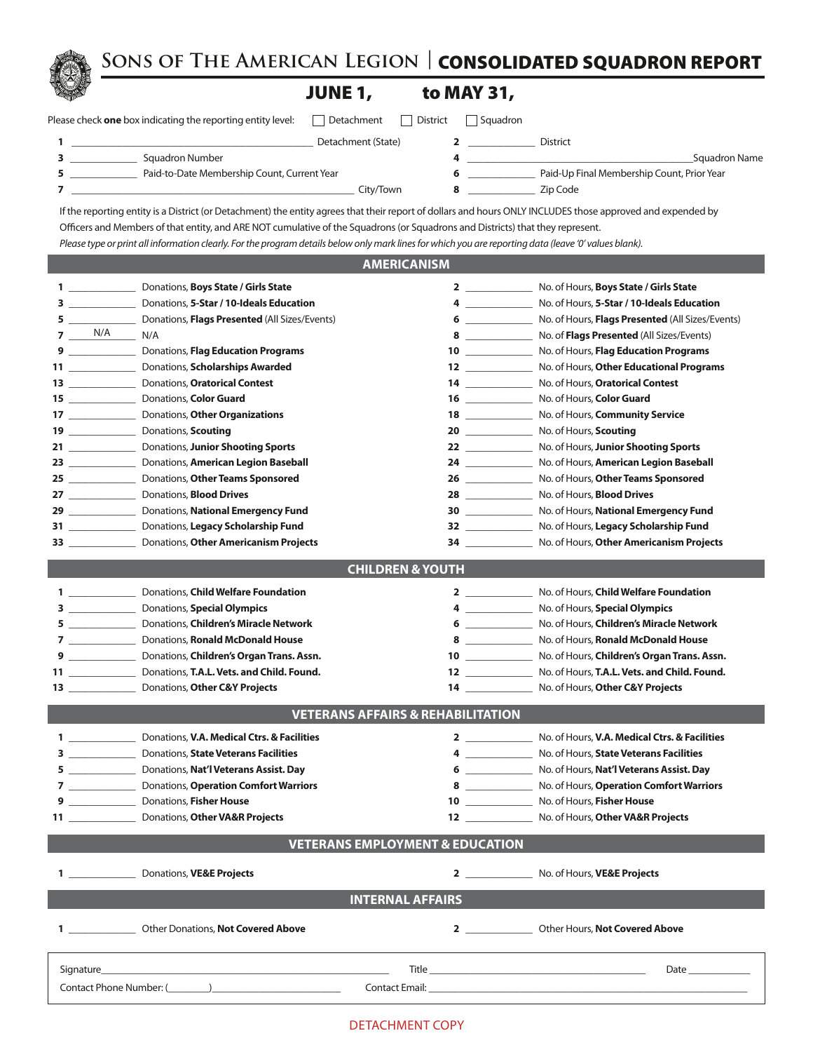# Sons of The American Legion | CONSOLIDATED SQUADRON REPORT

## JUNE 1, to MAY 31,

Please check **one** box indicating the reporting entity level: ☐ Detachment ☐ District ☐ Squadron

| | | | |
|---|---|---|---|
| 1 ______________ Detachment (State) | | 2 ______________ District | |
| 3 ______________ Squadron Number | | 4 ______________ Squadron Name | |
| 5 ______________ Paid-to-Date Membership Count, Current Year | | 6 ______________ Paid-Up Final Membership Count, Prior Year | |
| 7 ______________ City/Town | | 8 ______________ Zip Code | |

If the reporting entity is a District (or Detachment) the entity agrees that their report of dollars and hours ONLY INCLUDES those approved and expended by Officers and Members of that entity, and ARE NOT cumulative of the Squadrons (or Squadrons and Districts) that they represent.

*Please type or print all information clearly. For the program details below only mark lines for which you are reporting data (leave '0' values blank).*

## AMERICANISM

| # | | | # | | |
|---|---|---|---|---|---|
| 1 | ______ | Donations, **Boys State / Girls State** | 2 | ______ | No. of Hours, **Boys State / Girls State** |
| 3 | ______ | Donations, **5-Star / 10-Ideals Education** | 4 | ______ | No. of Hours, **5-Star / 10-Ideals Education** |
| 5 | ______ | Donations, **Flags Presented** (All Sizes/Events) | 6 | ______ | No. of Hours, **Flags Presented** (All Sizes/Events) |
| 7 | N/A | N/A | 8 | ______ | No. of **Flags Presented** (All Sizes/Events) |
| 9 | ______ | Donations, **Flag Education Programs** | 10 | ______ | No. of Hours, **Flag Education Programs** |
| 11 | ______ | Donations, **Scholarships Awarded** | 12 | ______ | No. of Hours, **Other Educational Programs** |
| 13 | ______ | Donations, **Oratorical Contest** | 14 | ______ | No. of Hours, **Oratorical Contest** |
| 15 | ______ | Donations, **Color Guard** | 16 | ______ | No. of Hours, **Color Guard** |
| 17 | ______ | Donations, **Other Organizations** | 18 | ______ | No. of Hours, **Community Service** |
| 19 | ______ | Donations, **Scouting** | 20 | ______ | No. of Hours, **Scouting** |
| 21 | ______ | Donations, **Junior Shooting Sports** | 22 | ______ | No. of Hours, **Junior Shooting Sports** |
| 23 | ______ | Donations, **American Legion Baseball** | 24 | ______ | No. of Hours, **American Legion Baseball** |
| 25 | ______ | Donations, **Other Teams Sponsored** | 26 | ______ | No. of Hours, **Other Teams Sponsored** |
| 27 | ______ | Donations, **Blood Drives** | 28 | ______ | No. of Hours, **Blood Drives** |
| 29 | ______ | Donations, **National Emergency Fund** | 30 | ______ | No. of Hours, **National Emergency Fund** |
| 31 | ______ | Donations, **Legacy Scholarship Fund** | 32 | ______ | No. of Hours, **Legacy Scholarship Fund** |
| 33 | ______ | Donations, **Other Americanism Projects** | 34 | ______ | No. of Hours, **Other Americanism Projects** |

## CHILDREN & YOUTH

| # | | | # | | |
|---|---|---|---|---|---|
| 1 | ______ | Donations, **Child Welfare Foundation** | 2 | ______ | No. of Hours, **Child Welfare Foundation** |
| 3 | ______ | Donations, **Special Olympics** | 4 | ______ | No. of Hours, **Special Olympics** |
| 5 | ______ | Donations, **Children's Miracle Network** | 6 | ______ | No. of Hours, **Children's Miracle Network** |
| 7 | ______ | Donations, **Ronald McDonald House** | 8 | ______ | No. of Hours, **Ronald McDonald House** |
| 9 | ______ | Donations, **Children's Organ Trans. Assn.** | 10 | ______ | No. of Hours, **Children's Organ Trans. Assn.** |
| 11 | ______ | Donations, **T.A.L. Vets. and Child. Found.** | 12 | ______ | No. of Hours, **T.A.L. Vets. and Child. Found.** |
| 13 | ______ | Donations, **Other C&Y Projects** | 14 | ______ | No. of Hours, **Other C&Y Projects** |

## VETERANS AFFAIRS & REHABILITATION

| # | | | # | | |
|---|---|---|---|---|---|
| 1 | ______ | Donations, **V.A. Medical Ctrs. & Facilities** | 2 | ______ | No. of Hours, **V.A. Medical Ctrs. & Facilities** |
| 3 | ______ | Donations, **State Veterans Facilities** | 4 | ______ | No. of Hours, **State Veterans Facilities** |
| 5 | ______ | Donations, **Nat'l Veterans Assist. Day** | 6 | ______ | No. of Hours, **Nat'l Veterans Assist. Day** |
| 7 | ______ | Donations, **Operation Comfort Warriors** | 8 | ______ | No. of Hours, **Operation Comfort Warriors** |
| 9 | ______ | Donations, **Fisher House** | 10 | ______ | No. of Hours, **Fisher House** |
| 11 | ______ | Donations, **Other VA&R Projects** | 12 | ______ | No. of Hours, **Other VA&R Projects** |

## VETERANS EMPLOYMENT & EDUCATION

| # | | | # | | |
|---|---|---|---|---|---|
| 1 | ______ | Donations, **VE&E Projects** | 2 | ______ | No. of Hours, **VE&E Projects** |

## INTERNAL AFFAIRS

| # | | | # | | |
|---|---|---|---|---|---|
| 1 | ______ | Other Donations, **Not Covered Above** | 2 | ______ | Other Hours, **Not Covered Above** |

Signature______________________ Title ______________________ Date ____________

Contact Phone Number: (________)______________________ Contact Email: ______________________

DETACHMENT COPY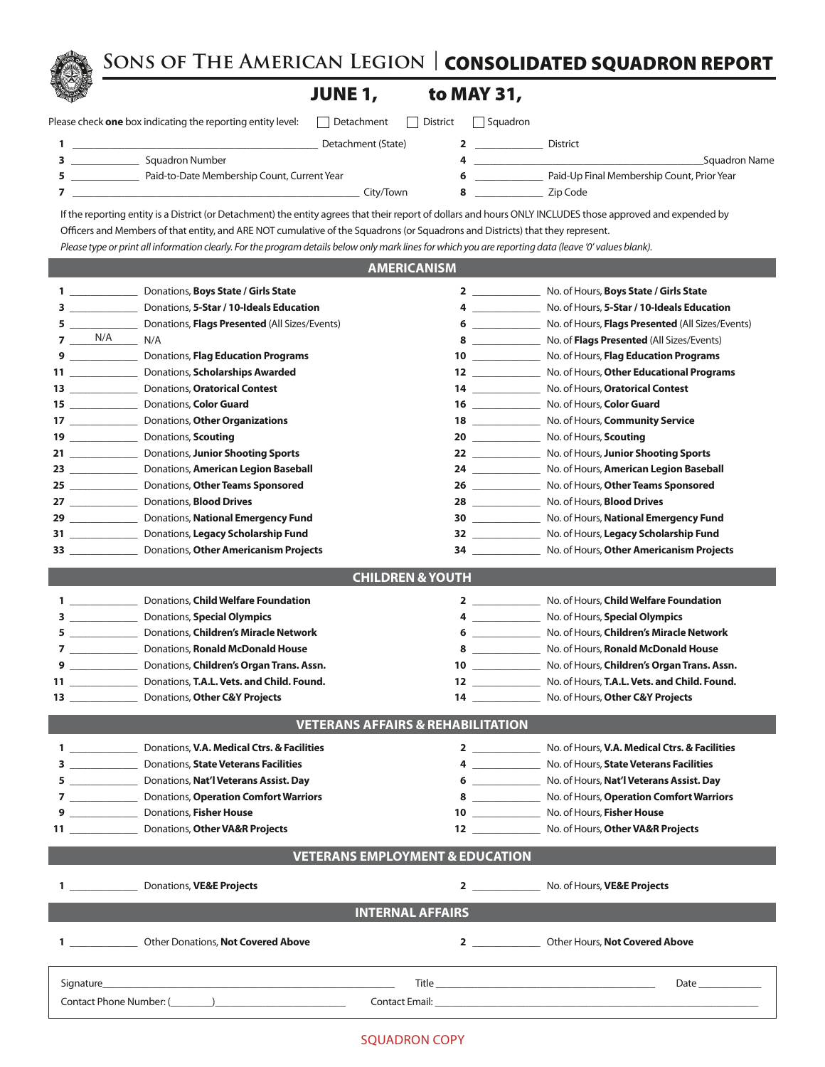# SONS OF THE AMERICAN LEGION | CONSOLIDATED SQUADRON REPORT

## JUNE 1, to MAY 31,

Please check **one** box indicating the reporting entity level: ☐ Detachment ☐ District ☐ Squadron

1 ______________ Detachment (State)
2 ______________ District
3 ______________ Squadron Number
4 ______________ Squadron Name
5 ______________ Paid-to-Date Membership Count, Current Year
6 ______________ Paid-Up Final Membership Count, Prior Year
7 ______________ City/Town
8 ______________ Zip Code

If the reporting entity is a District (or Detachment) the entity agrees that their report of dollars and hours ONLY INCLUDES those approved and expended by Officers and Members of that entity, and ARE NOT cumulative of the Squadrons (or Squadrons and Districts) that they represent.

*Please type or print all information clearly. For the program details below only mark lines for which you are reporting data (leave '0' values blank).*

## AMERICANISM

| | | | |
|---|---|---|---|
| 1 ______ | Donations, **Boys State / Girls State** | 2 ______ | No. of Hours, **Boys State / Girls State** |
| 3 ______ | Donations, **5-Star / 10-Ideals Education** | 4 ______ | No. of Hours, **5-Star / 10-Ideals Education** |
| 5 ______ | Donations, **Flags Presented** (All Sizes/Events) | 6 ______ | No. of Hours, **Flags Presented** (All Sizes/Events) |
| 7 N/A | N/A | 8 ______ | No. of **Flags Presented** (All Sizes/Events) |
| 9 ______ | Donations, **Flag Education Programs** | 10 ______ | No. of Hours, **Flag Education Programs** |
| 11 ______ | Donations, **Scholarships Awarded** | 12 ______ | No. of Hours, **Other Educational Programs** |
| 13 ______ | Donations, **Oratorical Contest** | 14 ______ | No. of Hours, **Oratorical Contest** |
| 15 ______ | Donations, **Color Guard** | 16 ______ | No. of Hours, **Color Guard** |
| 17 ______ | Donations, **Other Organizations** | 18 ______ | No. of Hours, **Community Service** |
| 19 ______ | Donations, **Scouting** | 20 ______ | No. of Hours, **Scouting** |
| 21 ______ | Donations, **Junior Shooting Sports** | 22 ______ | No. of Hours, **Junior Shooting Sports** |
| 23 ______ | Donations, **American Legion Baseball** | 24 ______ | No. of Hours, **American Legion Baseball** |
| 25 ______ | Donations, **Other Teams Sponsored** | 26 ______ | No. of Hours, **Other Teams Sponsored** |
| 27 ______ | Donations, **Blood Drives** | 28 ______ | No. of Hours, **Blood Drives** |
| 29 ______ | Donations, **National Emergency Fund** | 30 ______ | No. of Hours, **National Emergency Fund** |
| 31 ______ | Donations, **Legacy Scholarship Fund** | 32 ______ | No. of Hours, **Legacy Scholarship Fund** |
| 33 ______ | Donations, **Other Americanism Projects** | 34 ______ | No. of Hours, **Other Americanism Projects** |

## CHILDREN & YOUTH

| | | | |
|---|---|---|---|
| 1 ______ | Donations, **Child Welfare Foundation** | 2 ______ | No. of Hours, **Child Welfare Foundation** |
| 3 ______ | Donations, **Special Olympics** | 4 ______ | No. of Hours, **Special Olympics** |
| 5 ______ | Donations, **Children's Miracle Network** | 6 ______ | No. of Hours, **Children's Miracle Network** |
| 7 ______ | Donations, **Ronald McDonald House** | 8 ______ | No. of Hours, **Ronald McDonald House** |
| 9 ______ | Donations, **Children's Organ Trans. Assn.** | 10 ______ | No. of Hours, **Children's Organ Trans. Assn.** |
| 11 ______ | Donations, **T.A.L. Vets. and Child. Found.** | 12 ______ | No. of Hours, **T.A.L. Vets. and Child. Found.** |
| 13 ______ | Donations, **Other C&Y Projects** | 14 ______ | No. of Hours, **Other C&Y Projects** |

## VETERANS AFFAIRS & REHABILITATION

| | | | |
|---|---|---|---|
| 1 ______ | Donations, **V.A. Medical Ctrs. & Facilities** | 2 ______ | No. of Hours, **V.A. Medical Ctrs. & Facilities** |
| 3 ______ | Donations, **State Veterans Facilities** | 4 ______ | No. of Hours, **State Veterans Facilities** |
| 5 ______ | Donations, **Nat'l Veterans Assist. Day** | 6 ______ | No. of Hours, **Nat'l Veterans Assist. Day** |
| 7 ______ | Donations, **Operation Comfort Warriors** | 8 ______ | No. of Hours, **Operation Comfort Warriors** |
| 9 ______ | Donations, **Fisher House** | 10 ______ | No. of Hours, **Fisher House** |
| 11 ______ | Donations, **Other VA&R Projects** | 12 ______ | No. of Hours, **Other VA&R Projects** |

## VETERANS EMPLOYMENT & EDUCATION

| | | | |
|---|---|---|---|
| 1 ______ | Donations, **VE&E Projects** | 2 ______ | No. of Hours, **VE&E Projects** |

## INTERNAL AFFAIRS

| | | | |
|---|---|---|---|
| 1 ______ | Other Donations, **Not Covered Above** | 2 ______ | Other Hours, **Not Covered Above** |

Signature______________________ Title ______________________ Date ____________

Contact Phone Number: (________)______________________ Contact Email: ______________________

SQUADRON COPY